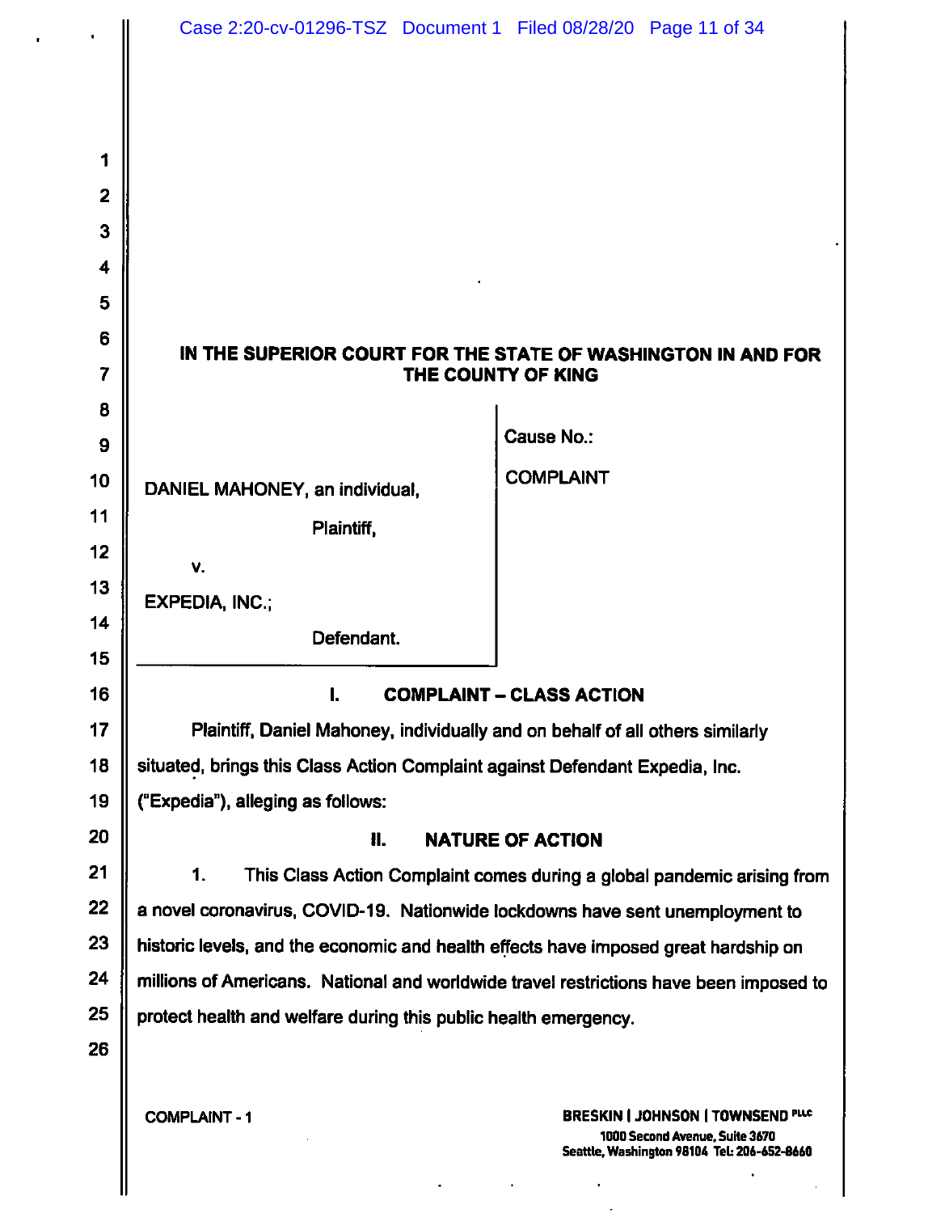IN THE SUPERIOR COURT FOR THE STATE OF WASHINGTON IN AND FOR THE COUNTY OF KING

| | |
|---|---|
| DANIEL MAHONEY, an individual,<br><br>Plaintiff,<br><br>v.<br><br>EXPEDIA, INC.;<br><br>Defendant. | Cause No.:<br><br>COMPLAINT |

## I. COMPLAINT – CLASS ACTION

Plaintiff, Daniel Mahoney, individually and on behalf of all others similarly situated, brings this Class Action Complaint against Defendant Expedia, Inc. ("Expedia"), alleging as follows:

## II. NATURE OF ACTION

1. This Class Action Complaint comes during a global pandemic arising from a novel coronavirus, COVID-19. Nationwide lockdowns have sent unemployment to historic levels, and the economic and health effects have imposed great hardship on millions of Americans. National and worldwide travel restrictions have been imposed to protect health and welfare during this public health emergency.

COMPLAINT - 1

BRESKIN | JOHNSON | TOWNSEND PLLC
1000 Second Avenue, Suite 3670
Seattle, Washington 98104 Tel: 206-652-8660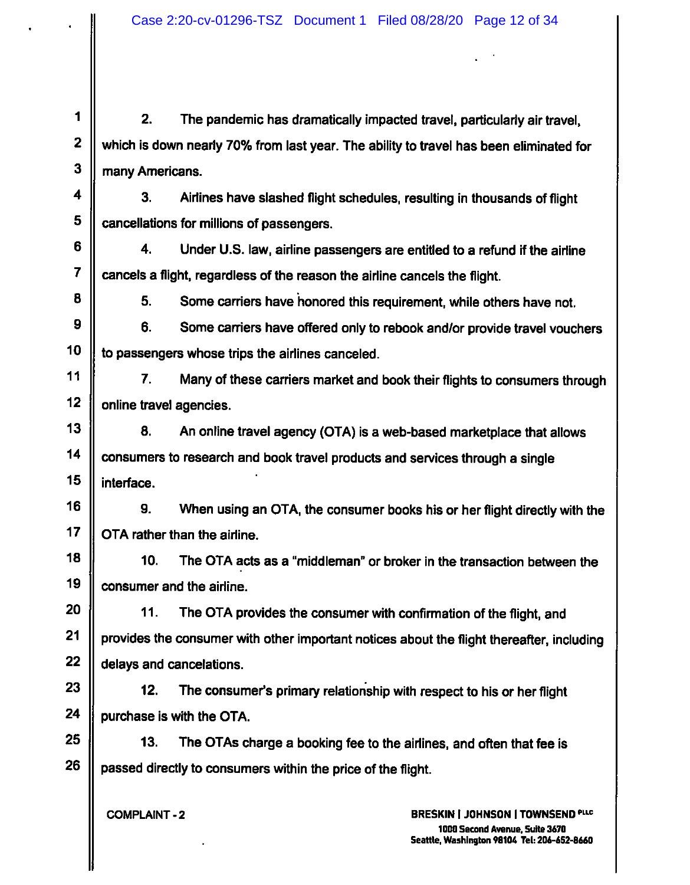2. The pandemic has dramatically impacted travel, particularly air travel, which is down nearly 70% from last year. The ability to travel has been eliminated for many Americans.

3. Airlines have slashed flight schedules, resulting in thousands of flight cancellations for millions of passengers.

4. Under U.S. law, airline passengers are entitled to a refund if the airline cancels a flight, regardless of the reason the airline cancels the flight.

5. Some carriers have honored this requirement, while others have not.

6. Some carriers have offered only to rebook and/or provide travel vouchers to passengers whose trips the airlines canceled.

7. Many of these carriers market and book their flights to consumers through online travel agencies.

8. An online travel agency (OTA) is a web-based marketplace that allows consumers to research and book travel products and services through a single interface.

9. When using an OTA, the consumer books his or her flight directly with the OTA rather than the airline.

10. The OTA acts as a "middleman" or broker in the transaction between the consumer and the airline.

11. The OTA provides the consumer with confirmation of the flight, and provides the consumer with other important notices about the flight thereafter, including delays and cancelations.

12. The consumer's primary relationship with respect to his or her flight purchase is with the OTA.

13. The OTAs charge a booking fee to the airlines, and often that fee is passed directly to consumers within the price of the flight.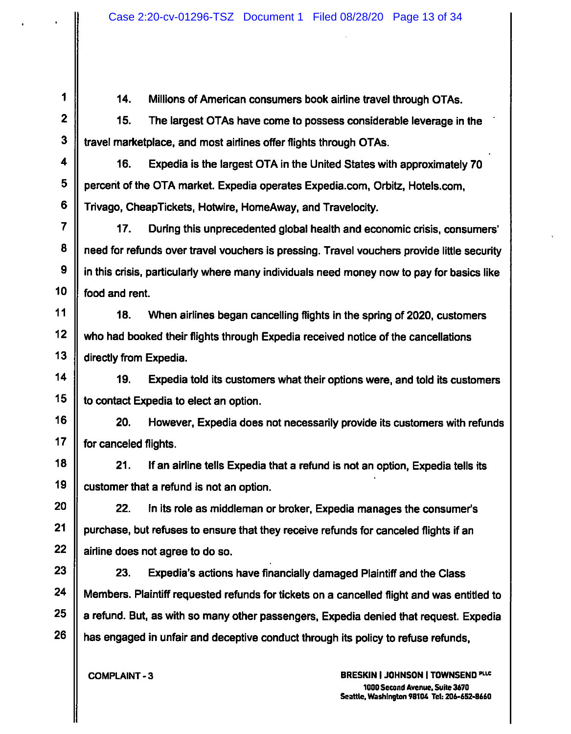14. Millions of American consumers book airline travel through OTAs.

15. The largest OTAs have come to possess considerable leverage in the travel marketplace, and most airlines offer flights through OTAs.

16. Expedia is the largest OTA in the United States with approximately 70 percent of the OTA market. Expedia operates Expedia.com, Orbitz, Hotels.com, Trivago, CheapTickets, Hotwire, HomeAway, and Travelocity.

17. During this unprecedented global health and economic crisis, consumers' need for refunds over travel vouchers is pressing. Travel vouchers provide little security in this crisis, particularly where many individuals need money now to pay for basics like food and rent.

18. When airlines began cancelling flights in the spring of 2020, customers who had booked their flights through Expedia received notice of the cancellations directly from Expedia.

19. Expedia told its customers what their options were, and told its customers to contact Expedia to elect an option.

20. However, Expedia does not necessarily provide its customers with refunds for canceled flights.

21. If an airline tells Expedia that a refund is not an option, Expedia tells its customer that a refund is not an option.

22. In its role as middleman or broker, Expedia manages the consumer's purchase, but refuses to ensure that they receive refunds for canceled flights if an airline does not agree to do so.

23. Expedia's actions have financially damaged Plaintiff and the Class Members. Plaintiff requested refunds for tickets on a cancelled flight and was entitled to a refund. But, as with so many other passengers, Expedia denied that request. Expedia has engaged in unfair and deceptive conduct through its policy to refuse refunds,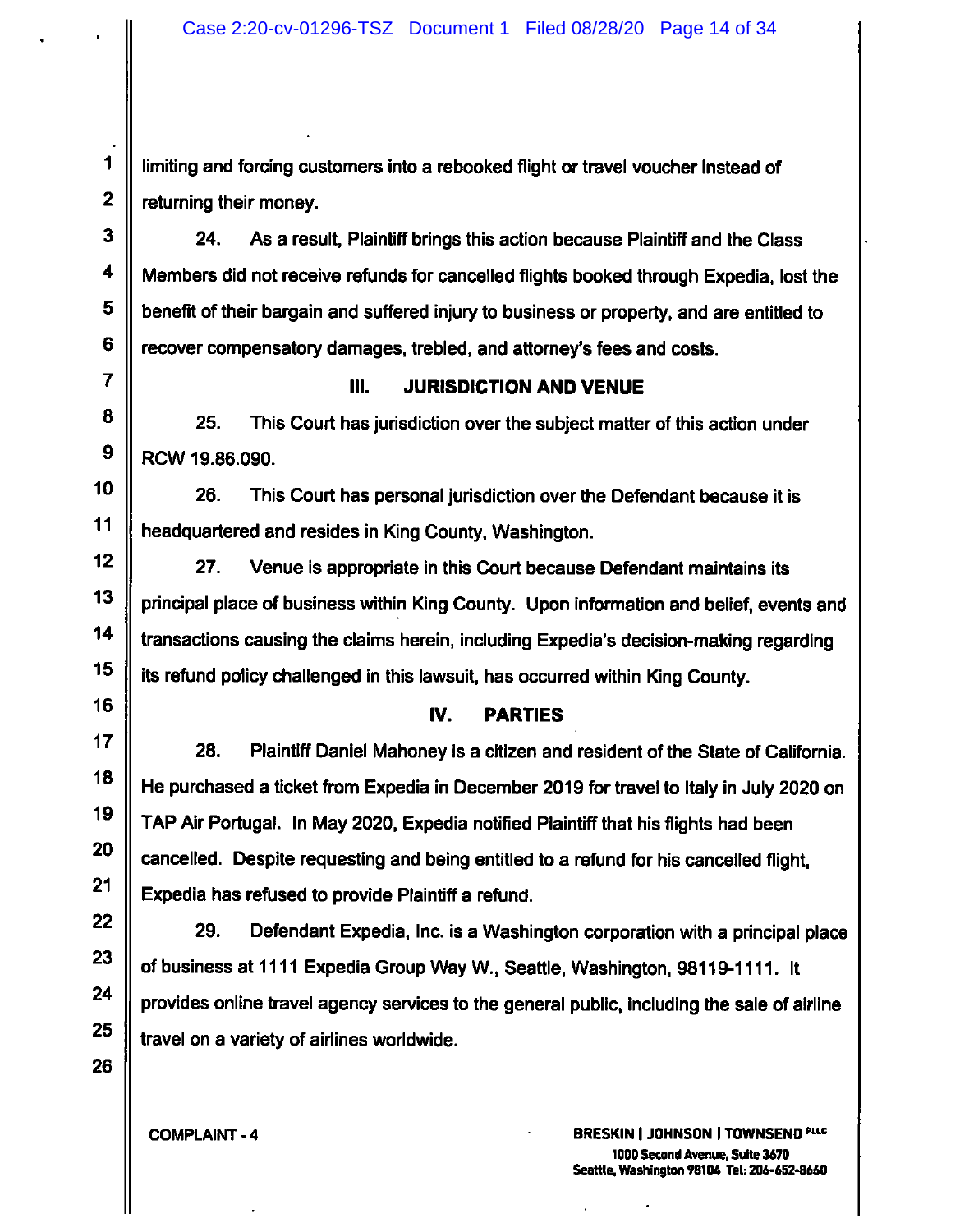limiting and forcing customers into a rebooked flight or travel voucher instead of returning their money.

24. As a result, Plaintiff brings this action because Plaintiff and the Class Members did not receive refunds for cancelled flights booked through Expedia, lost the benefit of their bargain and suffered injury to business or property, and are entitled to recover compensatory damages, trebled, and attorney's fees and costs.

## III. JURISDICTION AND VENUE

25. This Court has jurisdiction over the subject matter of this action under RCW 19.86.090.

26. This Court has personal jurisdiction over the Defendant because it is headquartered and resides in King County, Washington.

27. Venue is appropriate in this Court because Defendant maintains its principal place of business within King County. Upon information and belief, events and transactions causing the claims herein, including Expedia's decision-making regarding its refund policy challenged in this lawsuit, has occurred within King County.

## IV. PARTIES

28. Plaintiff Daniel Mahoney is a citizen and resident of the State of California. He purchased a ticket from Expedia in December 2019 for travel to Italy in July 2020 on TAP Air Portugal. In May 2020, Expedia notified Plaintiff that his flights had been cancelled. Despite requesting and being entitled to a refund for his cancelled flight, Expedia has refused to provide Plaintiff a refund.

29. Defendant Expedia, Inc. is a Washington corporation with a principal place of business at 1111 Expedia Group Way W., Seattle, Washington, 98119-1111. It provides online travel agency services to the general public, including the sale of airline travel on a variety of airlines worldwide.

COMPLAINT - 4

BRESKIN | JOHNSON | TOWNSEND PLLC
1000 Second Avenue, Suite 3670
Seattle, Washington 98104 Tel: 206-652-8660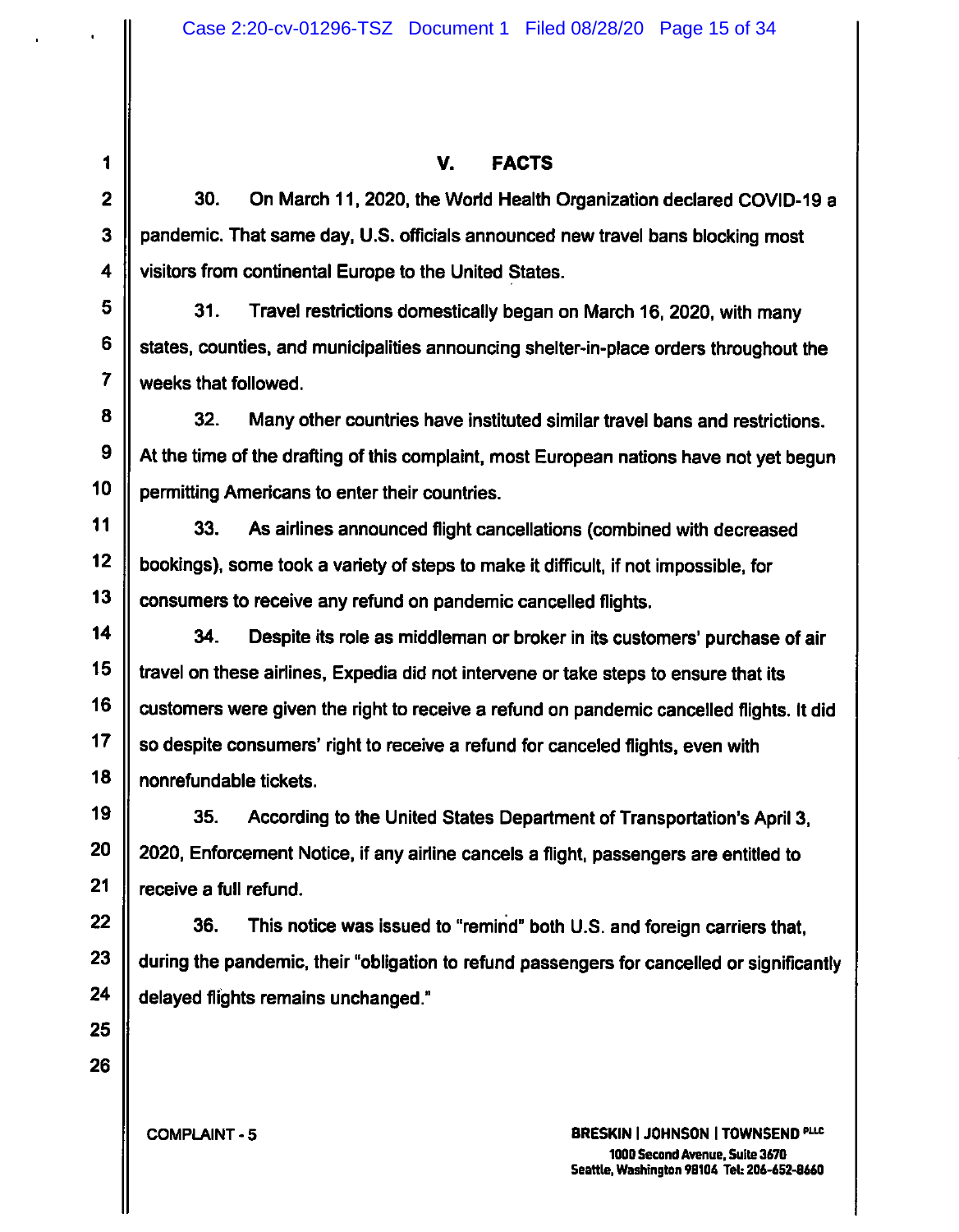## V. FACTS

30. On March 11, 2020, the World Health Organization declared COVID-19 a pandemic. That same day, U.S. officials announced new travel bans blocking most visitors from continental Europe to the United States.

31. Travel restrictions domestically began on March 16, 2020, with many states, counties, and municipalities announcing shelter-in-place orders throughout the weeks that followed.

32. Many other countries have instituted similar travel bans and restrictions. At the time of the drafting of this complaint, most European nations have not yet begun permitting Americans to enter their countries.

33. As airlines announced flight cancellations (combined with decreased bookings), some took a variety of steps to make it difficult, if not impossible, for consumers to receive any refund on pandemic cancelled flights.

34. Despite its role as middleman or broker in its customers' purchase of air travel on these airlines, Expedia did not intervene or take steps to ensure that its customers were given the right to receive a refund on pandemic cancelled flights. It did so despite consumers' right to receive a refund for canceled flights, even with nonrefundable tickets.

35. According to the United States Department of Transportation's April 3, 2020, Enforcement Notice, if any airline cancels a flight, passengers are entitled to receive a full refund.

36. This notice was issued to "remind" both U.S. and foreign carriers that, during the pandemic, their "obligation to refund passengers for cancelled or significantly delayed flights remains unchanged."

COMPLAINT - 5

**BRESKIN | JOHNSON | TOWNSEND PLLC**
1000 Second Avenue, Suite 3670
Seattle, Washington 98104 Tel: 206-652-8660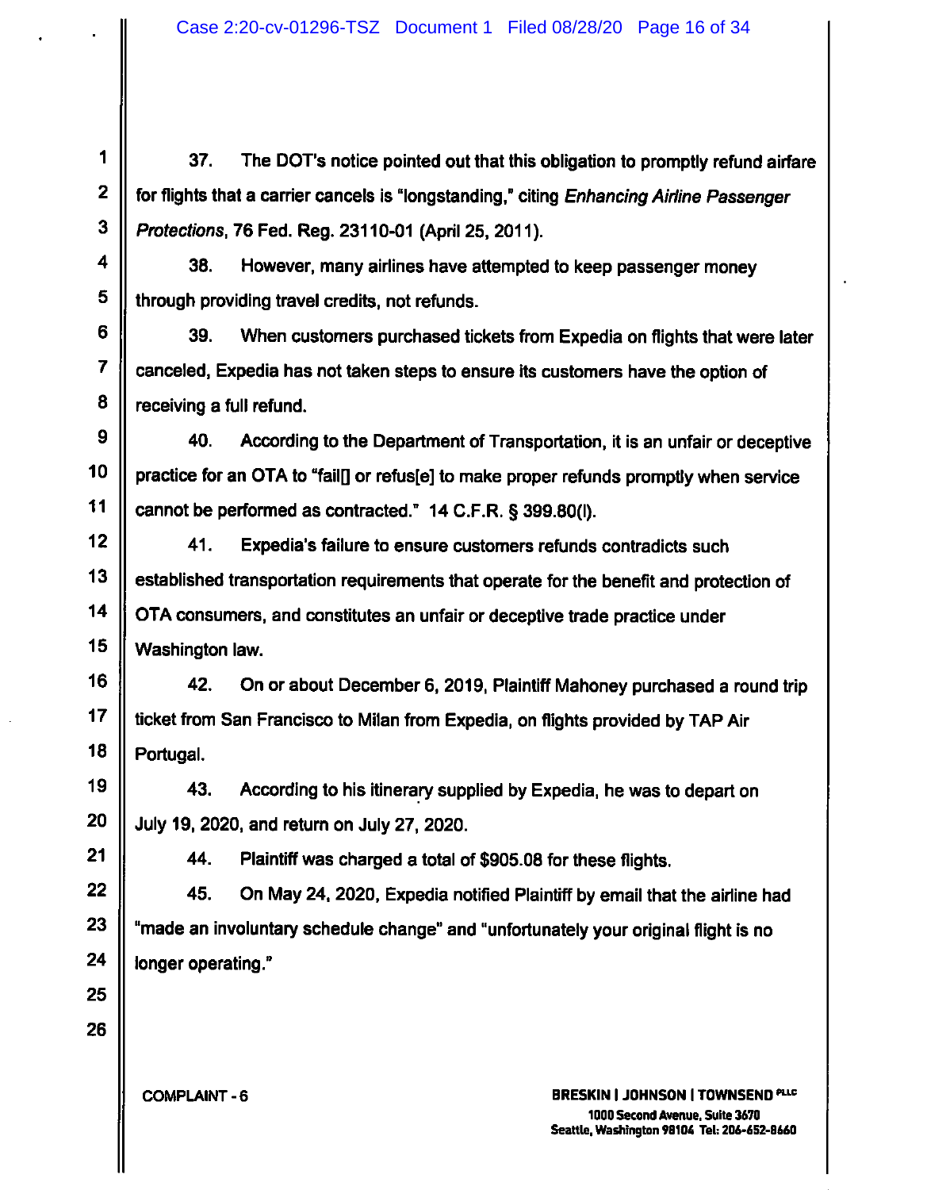37. The DOT's notice pointed out that this obligation to promptly refund airfare for flights that a carrier cancels is "longstanding," citing *Enhancing Airline Passenger Protections*, 76 Fed. Reg. 23110-01 (April 25, 2011).

38. However, many airlines have attempted to keep passenger money through providing travel credits, not refunds.

39. When customers purchased tickets from Expedia on flights that were later canceled, Expedia has not taken steps to ensure its customers have the option of receiving a full refund.

40. According to the Department of Transportation, it is an unfair or deceptive practice for an OTA to "fail[] or refus[e] to make proper refunds promptly when service cannot be performed as contracted." 14 C.F.R. § 399.80(l).

41. Expedia's failure to ensure customers refunds contradicts such established transportation requirements that operate for the benefit and protection of OTA consumers, and constitutes an unfair or deceptive trade practice under Washington law.

42. On or about December 6, 2019, Plaintiff Mahoney purchased a round trip ticket from San Francisco to Milan from Expedia, on flights provided by TAP Air Portugal.

43. According to his itinerary supplied by Expedia, he was to depart on July 19, 2020, and return on July 27, 2020.

44. Plaintiff was charged a total of $905.08 for these flights.

45. On May 24, 2020, Expedia notified Plaintiff by email that the airline had "made an involuntary schedule change" and "unfortunately your original flight is no longer operating."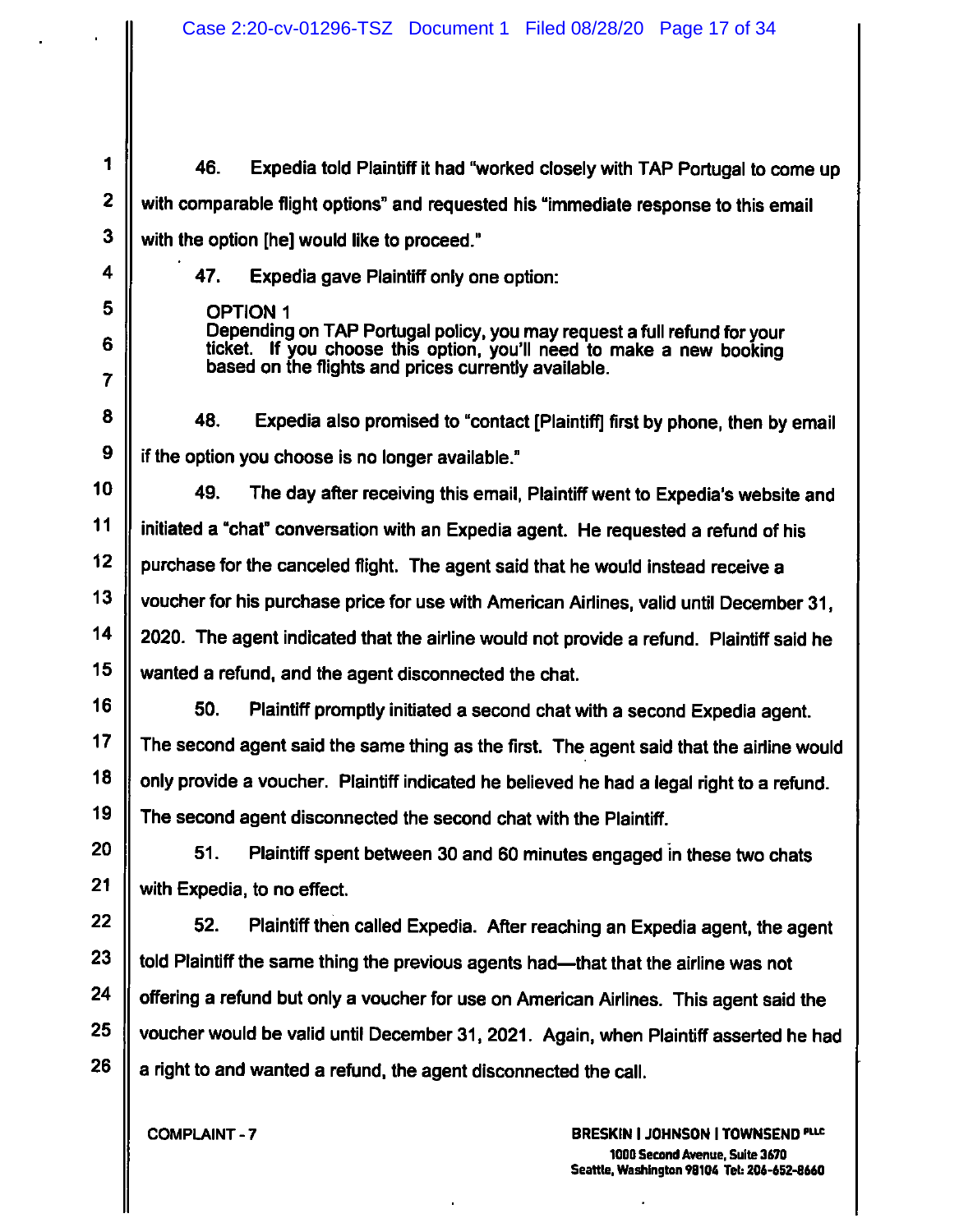46. Expedia told Plaintiff it had "worked closely with TAP Portugal to come up with comparable flight options" and requested his "immediate response to this email with the option [he] would like to proceed."

47. Expedia gave Plaintiff only one option:

> OPTION 1
> Depending on TAP Portugal policy, you may request a full refund for your ticket. If you choose this option, you'll need to make a new booking based on the flights and prices currently available.

48. Expedia also promised to "contact [Plaintiff] first by phone, then by email if the option you choose is no longer available."

49. The day after receiving this email, Plaintiff went to Expedia's website and initiated a "chat" conversation with an Expedia agent. He requested a refund of his purchase for the canceled flight. The agent said that he would instead receive a voucher for his purchase price for use with American Airlines, valid until December 31, 2020. The agent indicated that the airline would not provide a refund. Plaintiff said he wanted a refund, and the agent disconnected the chat.

50. Plaintiff promptly initiated a second chat with a second Expedia agent. The second agent said the same thing as the first. The agent said that the airline would only provide a voucher. Plaintiff indicated he believed he had a legal right to a refund. The second agent disconnected the second chat with the Plaintiff.

51. Plaintiff spent between 30 and 60 minutes engaged in these two chats with Expedia, to no effect.

52. Plaintiff then called Expedia. After reaching an Expedia agent, the agent told Plaintiff the same thing the previous agents had—that that the airline was not offering a refund but only a voucher for use on American Airlines. This agent said the voucher would be valid until December 31, 2021. Again, when Plaintiff asserted he had a right to and wanted a refund, the agent disconnected the call.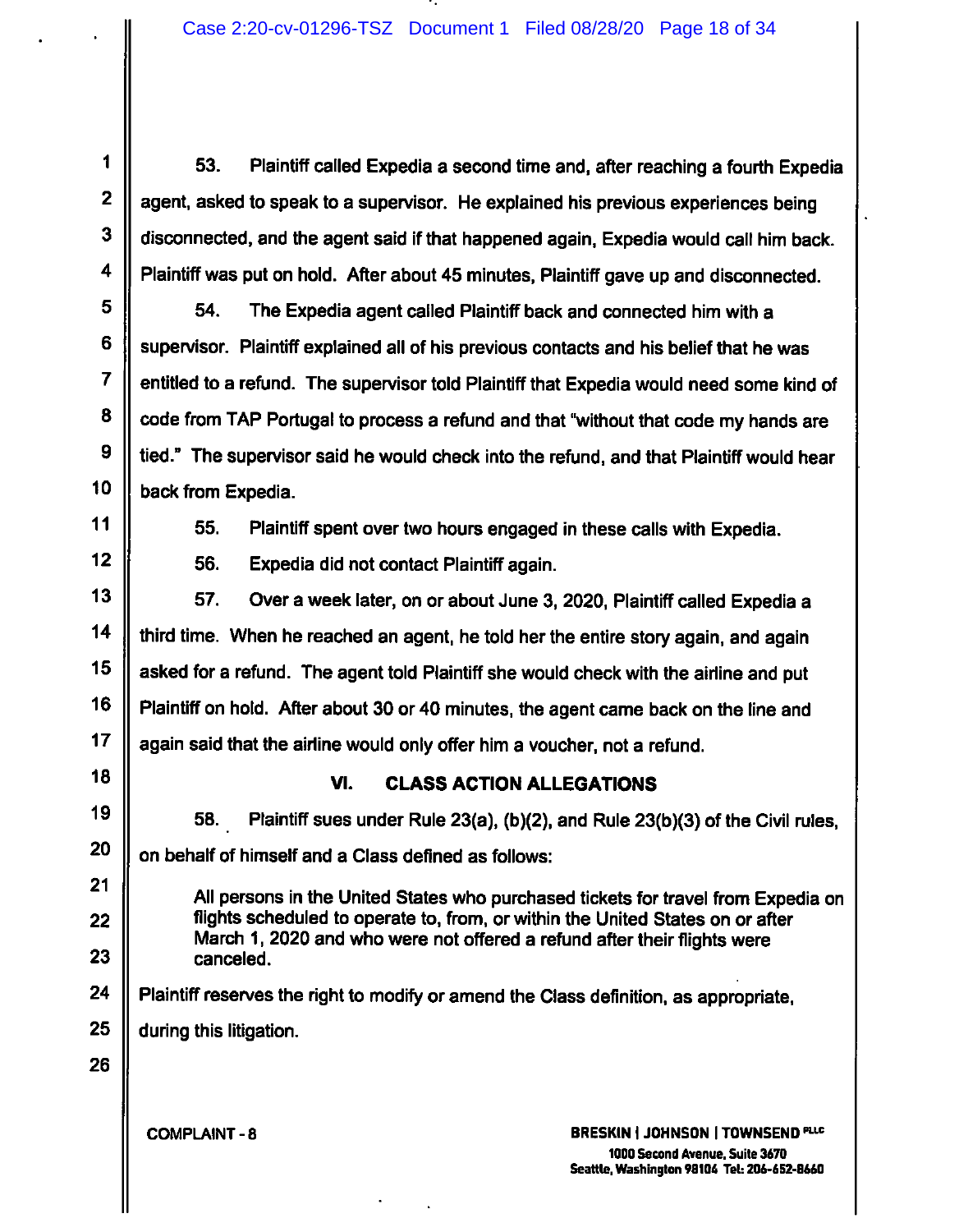53. Plaintiff called Expedia a second time and, after reaching a fourth Expedia agent, asked to speak to a supervisor. He explained his previous experiences being disconnected, and the agent said if that happened again, Expedia would call him back. Plaintiff was put on hold. After about 45 minutes, Plaintiff gave up and disconnected.

54. The Expedia agent called Plaintiff back and connected him with a supervisor. Plaintiff explained all of his previous contacts and his belief that he was entitled to a refund. The supervisor told Plaintiff that Expedia would need some kind of code from TAP Portugal to process a refund and that "without that code my hands are tied." The supervisor said he would check into the refund, and that Plaintiff would hear back from Expedia.

55. Plaintiff spent over two hours engaged in these calls with Expedia.

56. Expedia did not contact Plaintiff again.

57. Over a week later, on or about June 3, 2020, Plaintiff called Expedia a third time. When he reached an agent, he told her the entire story again, and again asked for a refund. The agent told Plaintiff she would check with the airline and put Plaintiff on hold. After about 30 or 40 minutes, the agent came back on the line and again said that the airline would only offer him a voucher, not a refund.

## VI. CLASS ACTION ALLEGATIONS

58. Plaintiff sues under Rule 23(a), (b)(2), and Rule 23(b)(3) of the Civil rules, on behalf of himself and a Class defined as follows:

> All persons in the United States who purchased tickets for travel from Expedia on flights scheduled to operate to, from, or within the United States on or after March 1, 2020 and who were not offered a refund after their flights were canceled.

Plaintiff reserves the right to modify or amend the Class definition, as appropriate, during this litigation.

COMPLAINT - 8

BRESKIN | JOHNSON | TOWNSEND PLLC
1000 Second Avenue, Suite 3670
Seattle, Washington 98104 Tel: 206-652-8660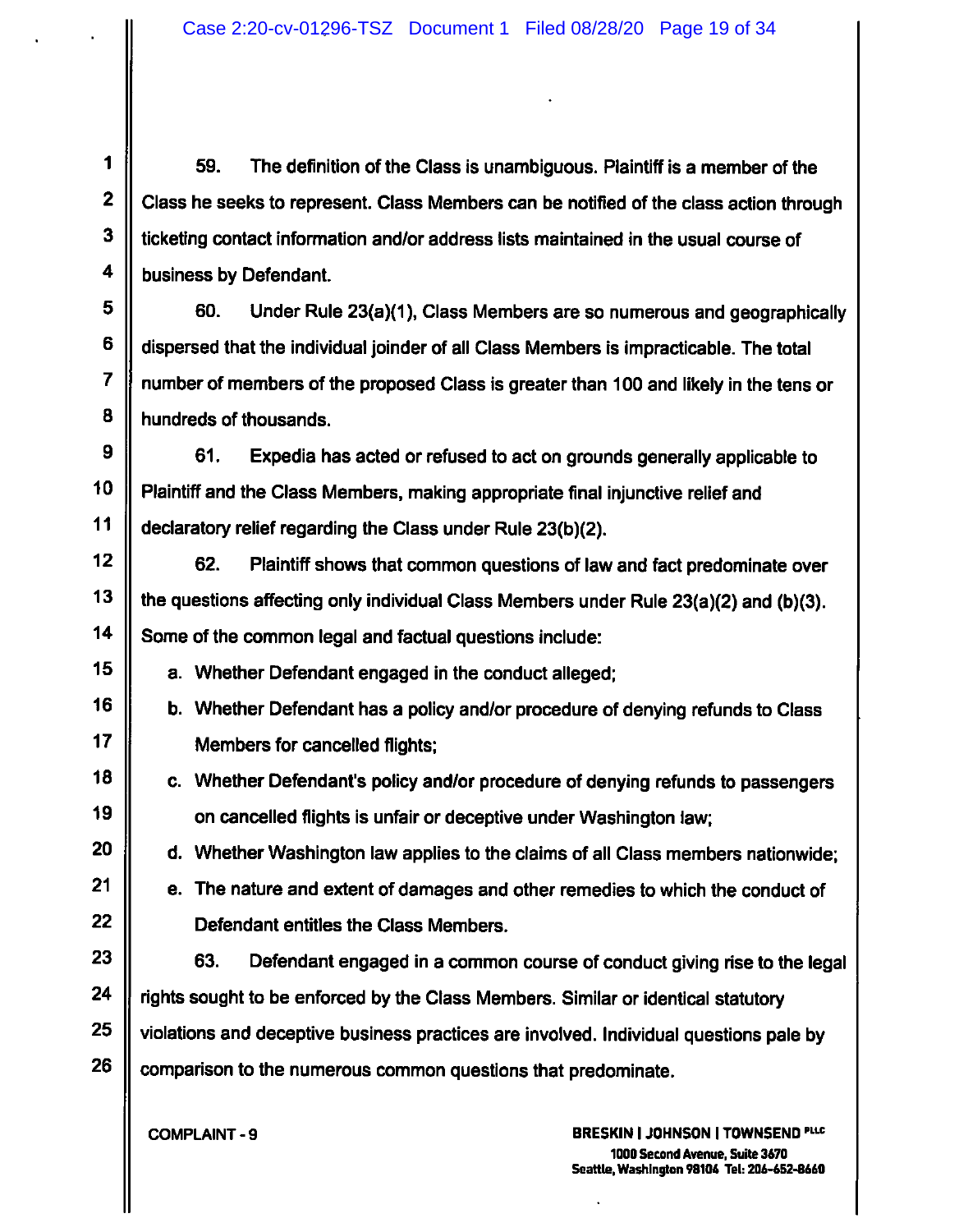59. The definition of the Class is unambiguous. Plaintiff is a member of the Class he seeks to represent. Class Members can be notified of the class action through ticketing contact information and/or address lists maintained in the usual course of business by Defendant.

60. Under Rule 23(a)(1), Class Members are so numerous and geographically dispersed that the individual joinder of all Class Members is impracticable. The total number of members of the proposed Class is greater than 100 and likely in the tens or hundreds of thousands.

61. Expedia has acted or refused to act on grounds generally applicable to Plaintiff and the Class Members, making appropriate final injunctive relief and declaratory relief regarding the Class under Rule 23(b)(2).

62. Plaintiff shows that common questions of law and fact predominate over the questions affecting only individual Class Members under Rule 23(a)(2) and (b)(3). Some of the common legal and factual questions include:

a. Whether Defendant engaged in the conduct alleged;

b. Whether Defendant has a policy and/or procedure of denying refunds to Class Members for cancelled flights;

c. Whether Defendant's policy and/or procedure of denying refunds to passengers on cancelled flights is unfair or deceptive under Washington law;

d. Whether Washington law applies to the claims of all Class members nationwide;

e. The nature and extent of damages and other remedies to which the conduct of Defendant entitles the Class Members.

63. Defendant engaged in a common course of conduct giving rise to the legal rights sought to be enforced by the Class Members. Similar or identical statutory violations and deceptive business practices are involved. Individual questions pale by comparison to the numerous common questions that predominate.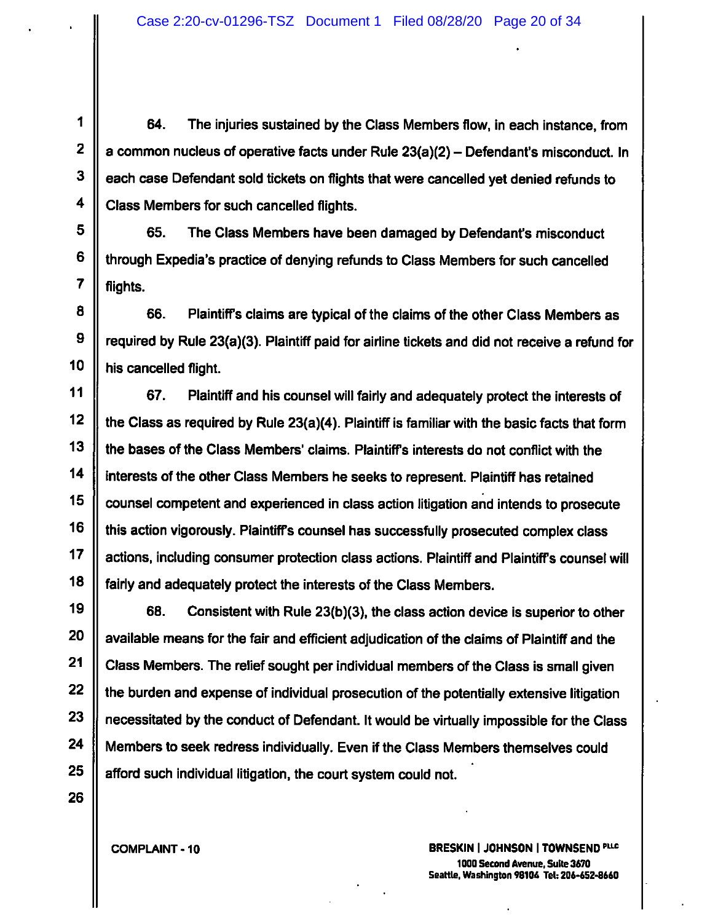64. The injuries sustained by the Class Members flow, in each instance, from a common nucleus of operative facts under Rule 23(a)(2) – Defendant's misconduct. In each case Defendant sold tickets on flights that were cancelled yet denied refunds to Class Members for such cancelled flights.

65. The Class Members have been damaged by Defendant's misconduct through Expedia's practice of denying refunds to Class Members for such cancelled flights.

66. Plaintiff's claims are typical of the claims of the other Class Members as required by Rule 23(a)(3). Plaintiff paid for airline tickets and did not receive a refund for his cancelled flight.

67. Plaintiff and his counsel will fairly and adequately protect the interests of the Class as required by Rule 23(a)(4). Plaintiff is familiar with the basic facts that form the bases of the Class Members' claims. Plaintiff's interests do not conflict with the interests of the other Class Members he seeks to represent. Plaintiff has retained counsel competent and experienced in class action litigation and intends to prosecute this action vigorously. Plaintiff's counsel has successfully prosecuted complex class actions, including consumer protection class actions. Plaintiff and Plaintiff's counsel will fairly and adequately protect the interests of the Class Members.

68. Consistent with Rule 23(b)(3), the class action device is superior to other available means for the fair and efficient adjudication of the claims of Plaintiff and the Class Members. The relief sought per individual members of the Class is small given the burden and expense of individual prosecution of the potentially extensive litigation necessitated by the conduct of Defendant. It would be virtually impossible for the Class Members to seek redress individually. Even if the Class Members themselves could afford such individual litigation, the court system could not.

COMPLAINT - 10

BRESKIN | JOHNSON | TOWNSEND PLLC
1000 Second Avenue, Suite 3670
Seattle, Washington 98104 Tel: 206-652-8660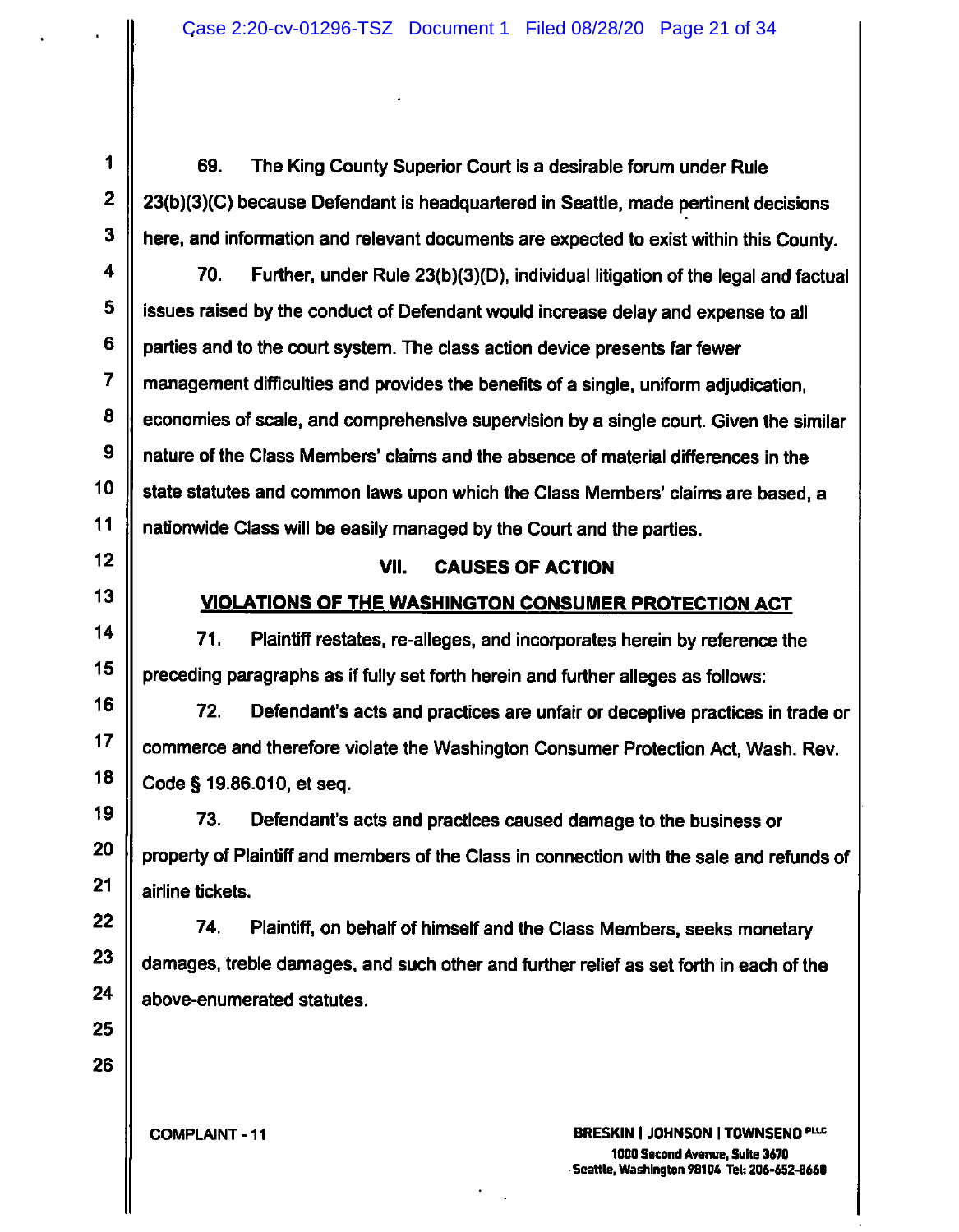69. The King County Superior Court is a desirable forum under Rule 23(b)(3)(C) because Defendant is headquartered in Seattle, made pertinent decisions here, and information and relevant documents are expected to exist within this County.

70. Further, under Rule 23(b)(3)(D), individual litigation of the legal and factual issues raised by the conduct of Defendant would increase delay and expense to all parties and to the court system. The class action device presents far fewer management difficulties and provides the benefits of a single, uniform adjudication, economies of scale, and comprehensive supervision by a single court. Given the similar nature of the Class Members' claims and the absence of material differences in the state statutes and common laws upon which the Class Members' claims are based, a nationwide Class will be easily managed by the Court and the parties.

## VII. CAUSES OF ACTION

### VIOLATIONS OF THE WASHINGTON CONSUMER PROTECTION ACT

71. Plaintiff restates, re-alleges, and incorporates herein by reference the preceding paragraphs as if fully set forth herein and further alleges as follows:

72. Defendant's acts and practices are unfair or deceptive practices in trade or commerce and therefore violate the Washington Consumer Protection Act, Wash. Rev. Code § 19.86.010, et seq.

73. Defendant's acts and practices caused damage to the business or property of Plaintiff and members of the Class in connection with the sale and refunds of airline tickets.

74. Plaintiff, on behalf of himself and the Class Members, seeks monetary damages, treble damages, and such other and further relief as set forth in each of the above-enumerated statutes.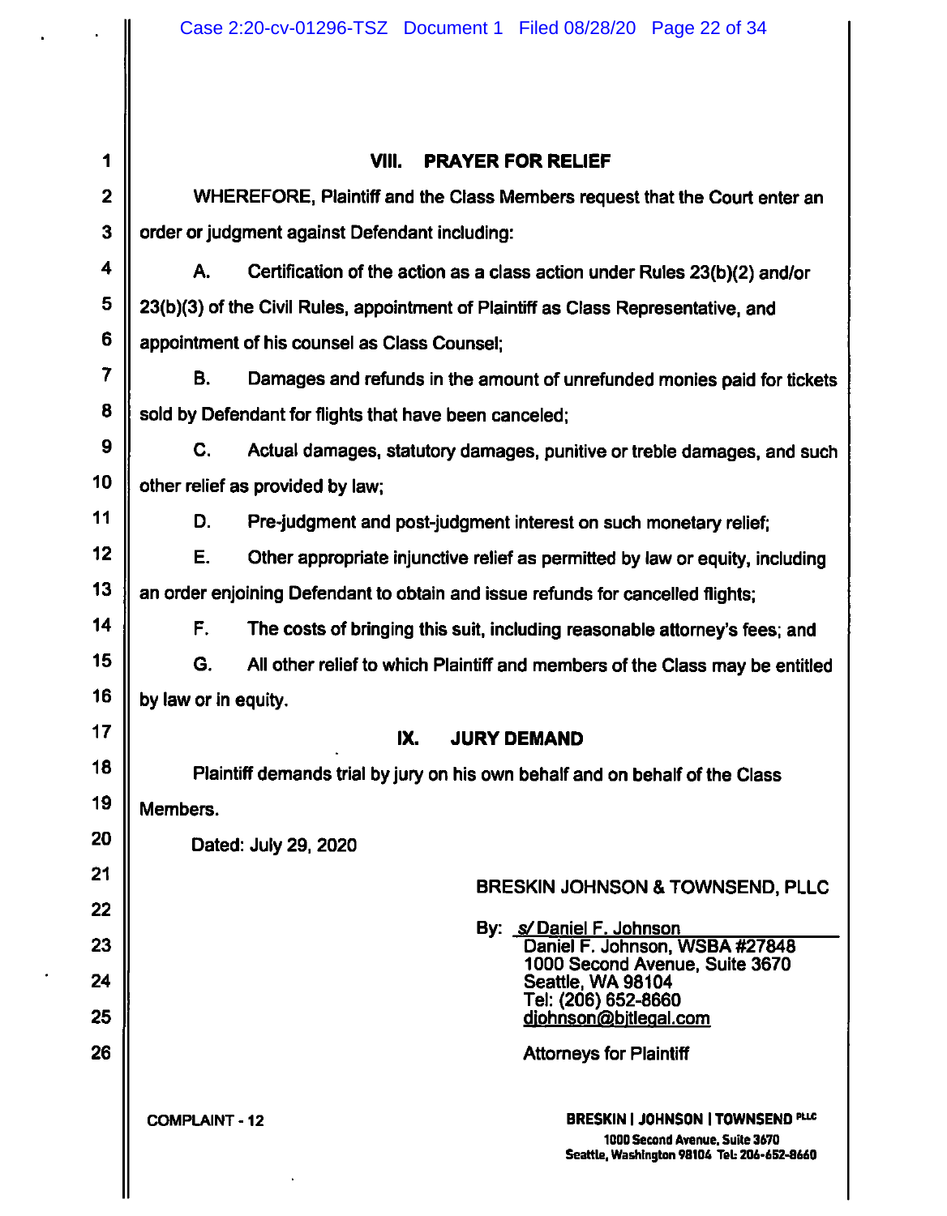## VIII. PRAYER FOR RELIEF

WHEREFORE, Plaintiff and the Class Members request that the Court enter an order or judgment against Defendant including:

A. Certification of the action as a class action under Rules 23(b)(2) and/or 23(b)(3) of the Civil Rules, appointment of Plaintiff as Class Representative, and appointment of his counsel as Class Counsel;

B. Damages and refunds in the amount of unrefunded monies paid for tickets sold by Defendant for flights that have been canceled;

C. Actual damages, statutory damages, punitive or treble damages, and such other relief as provided by law;

D. Pre-judgment and post-judgment interest on such monetary relief;

E. Other appropriate injunctive relief as permitted by law or equity, including an order enjoining Defendant to obtain and issue refunds for cancelled flights;

F. The costs of bringing this suit, including reasonable attorney's fees; and

G. All other relief to which Plaintiff and members of the Class may be entitled by law or in equity.

## IX. JURY DEMAND

Plaintiff demands trial by jury on his own behalf and on behalf of the Class Members.

Dated: July 29, 2020

BRESKIN JOHNSON & TOWNSEND, PLLC

By: s/ Daniel F. Johnson
Daniel F. Johnson, WSBA #27848
1000 Second Avenue, Suite 3670
Seattle, WA 98104
Tel: (206) 652-8660
djohnson@bjtlegal.com

Attorneys for Plaintiff

COMPLAINT - 12

BRESKIN | JOHNSON | TOWNSEND PLLC
1000 Second Avenue, Suite 3670
Seattle, Washington 98104 Tel: 206-652-8660